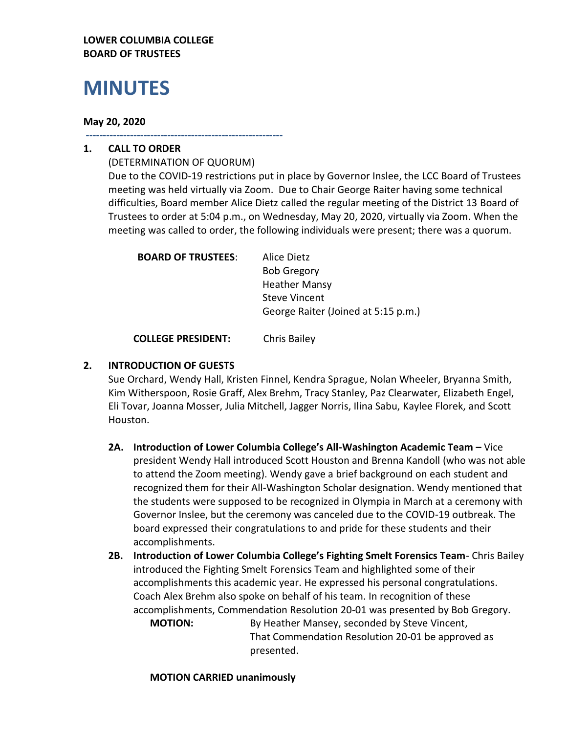**LOWER COLUMBIA COLLEGE**
**BOARD OF TRUSTEES**

# MINUTES

**May 20, 2020**

---

## 1. CALL TO ORDER

(DETERMINATION OF QUORUM)

Due to the COVID-19 restrictions put in place by Governor Inslee, the LCC Board of Trustees meeting was held virtually via Zoom. Due to Chair George Raiter having some technical difficulties, Board member Alice Dietz called the regular meeting of the District 13 Board of Trustees to order at 5:04 p.m., on Wednesday, May 20, 2020, virtually via Zoom. When the meeting was called to order, the following individuals were present; there was a quorum.

**BOARD OF TRUSTEES**:
- Alice Dietz
- Bob Gregory
- Heather Mansy
- Steve Vincent
- George Raiter (Joined at 5:15 p.m.)

**COLLEGE PRESIDENT:** Chris Bailey

## 2. INTRODUCTION OF GUESTS

Sue Orchard, Wendy Hall, Kristen Finnel, Kendra Sprague, Nolan Wheeler, Bryanna Smith, Kim Witherspoon, Rosie Graff, Alex Brehm, Tracy Stanley, Paz Clearwater, Elizabeth Engel, Eli Tovar, Joanna Mosser, Julia Mitchell, Jagger Norris, Ilina Sabu, Kaylee Florek, and Scott Houston.

**2A. Introduction of Lower Columbia College's All-Washington Academic Team –** Vice president Wendy Hall introduced Scott Houston and Brenna Kandoll (who was not able to attend the Zoom meeting). Wendy gave a brief background on each student and recognized them for their All-Washington Scholar designation. Wendy mentioned that the students were supposed to be recognized in Olympia in March at a ceremony with Governor Inslee, but the ceremony was canceled due to the COVID-19 outbreak. The board expressed their congratulations to and pride for these students and their accomplishments.

**2B. Introduction of Lower Columbia College's Fighting Smelt Forensics Team**- Chris Bailey introduced the Fighting Smelt Forensics Team and highlighted some of their accomplishments this academic year. He expressed his personal congratulations. Coach Alex Brehm also spoke on behalf of his team. In recognition of these accomplishments, Commendation Resolution 20-01 was presented by Bob Gregory.

**MOTION:** By Heather Mansey, seconded by Steve Vincent, That Commendation Resolution 20-01 be approved as presented.

**MOTION CARRIED unanimously**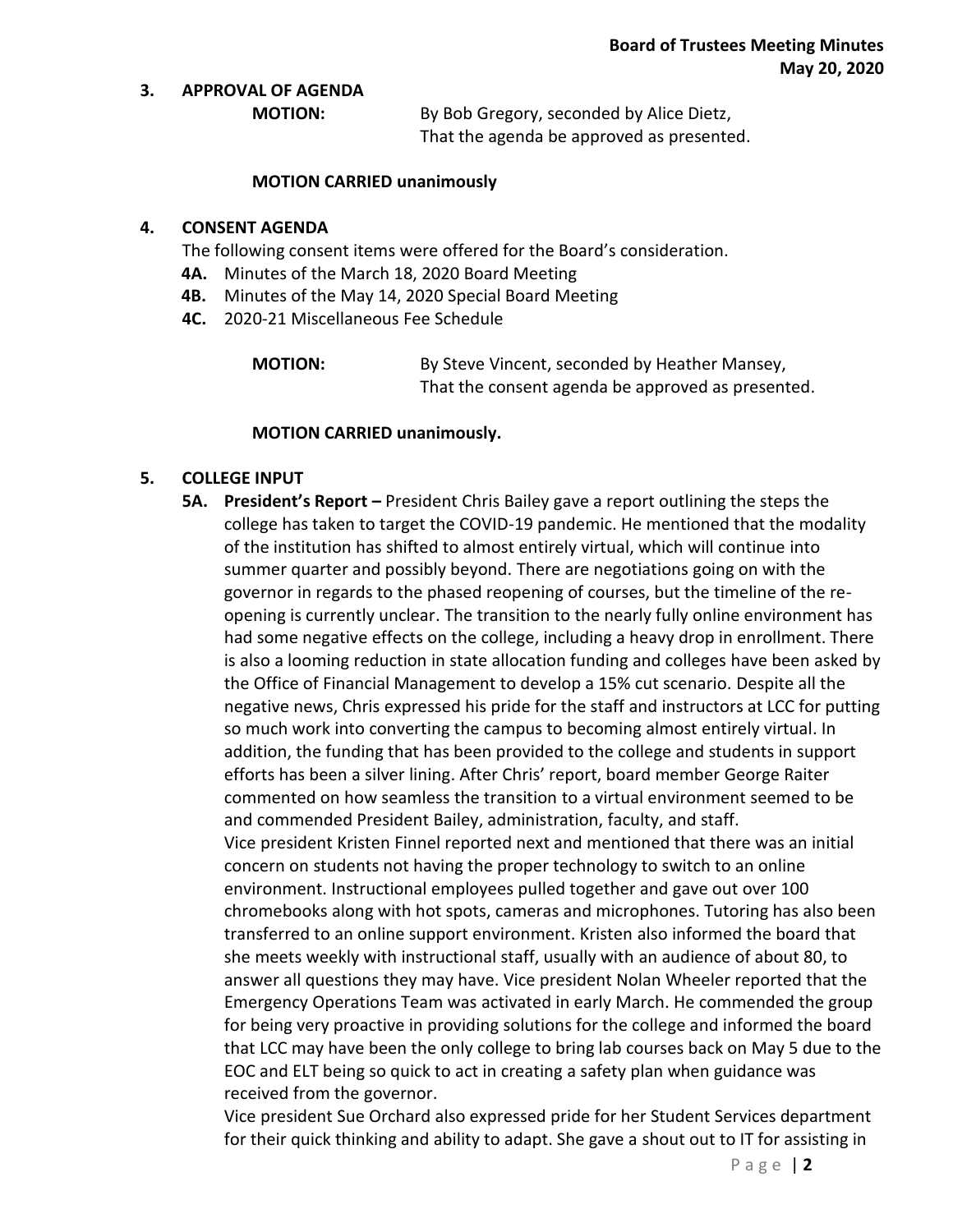## 3. APPROVAL OF AGENDA

**MOTION:** By Bob Gregory, seconded by Alice Dietz, That the agenda be approved as presented.

**MOTION CARRIED unanimously**

## 4. CONSENT AGENDA

The following consent items were offered for the Board's consideration.

- **4A.** Minutes of the March 18, 2020 Board Meeting
- **4B.** Minutes of the May 14, 2020 Special Board Meeting
- **4C.** 2020-21 Miscellaneous Fee Schedule

**MOTION:** By Steve Vincent, seconded by Heather Mansey, That the consent agenda be approved as presented.

**MOTION CARRIED unanimously.**

## 5. COLLEGE INPUT

**5A. President's Report –** President Chris Bailey gave a report outlining the steps the college has taken to target the COVID-19 pandemic. He mentioned that the modality of the institution has shifted to almost entirely virtual, which will continue into summer quarter and possibly beyond. There are negotiations going on with the governor in regards to the phased reopening of courses, but the timeline of the re-opening is currently unclear. The transition to the nearly fully online environment has had some negative effects on the college, including a heavy drop in enrollment. There is also a looming reduction in state allocation funding and colleges have been asked by the Office of Financial Management to develop a 15% cut scenario. Despite all the negative news, Chris expressed his pride for the staff and instructors at LCC for putting so much work into converting the campus to becoming almost entirely virtual. In addition, the funding that has been provided to the college and students in support efforts has been a silver lining. After Chris' report, board member George Raiter commented on how seamless the transition to a virtual environment seemed to be and commended President Bailey, administration, faculty, and staff.

Vice president Kristen Finnel reported next and mentioned that there was an initial concern on students not having the proper technology to switch to an online environment. Instructional employees pulled together and gave out over 100 chromebooks along with hot spots, cameras and microphones. Tutoring has also been transferred to an online support environment. Kristen also informed the board that she meets weekly with instructional staff, usually with an audience of about 80, to answer all questions they may have. Vice president Nolan Wheeler reported that the Emergency Operations Team was activated in early March. He commended the group for being very proactive in providing solutions for the college and informed the board that LCC may have been the only college to bring lab courses back on May 5 due to the EOC and ELT being so quick to act in creating a safety plan when guidance was received from the governor.

Vice president Sue Orchard also expressed pride for her Student Services department for their quick thinking and ability to adapt. She gave a shout out to IT for assisting in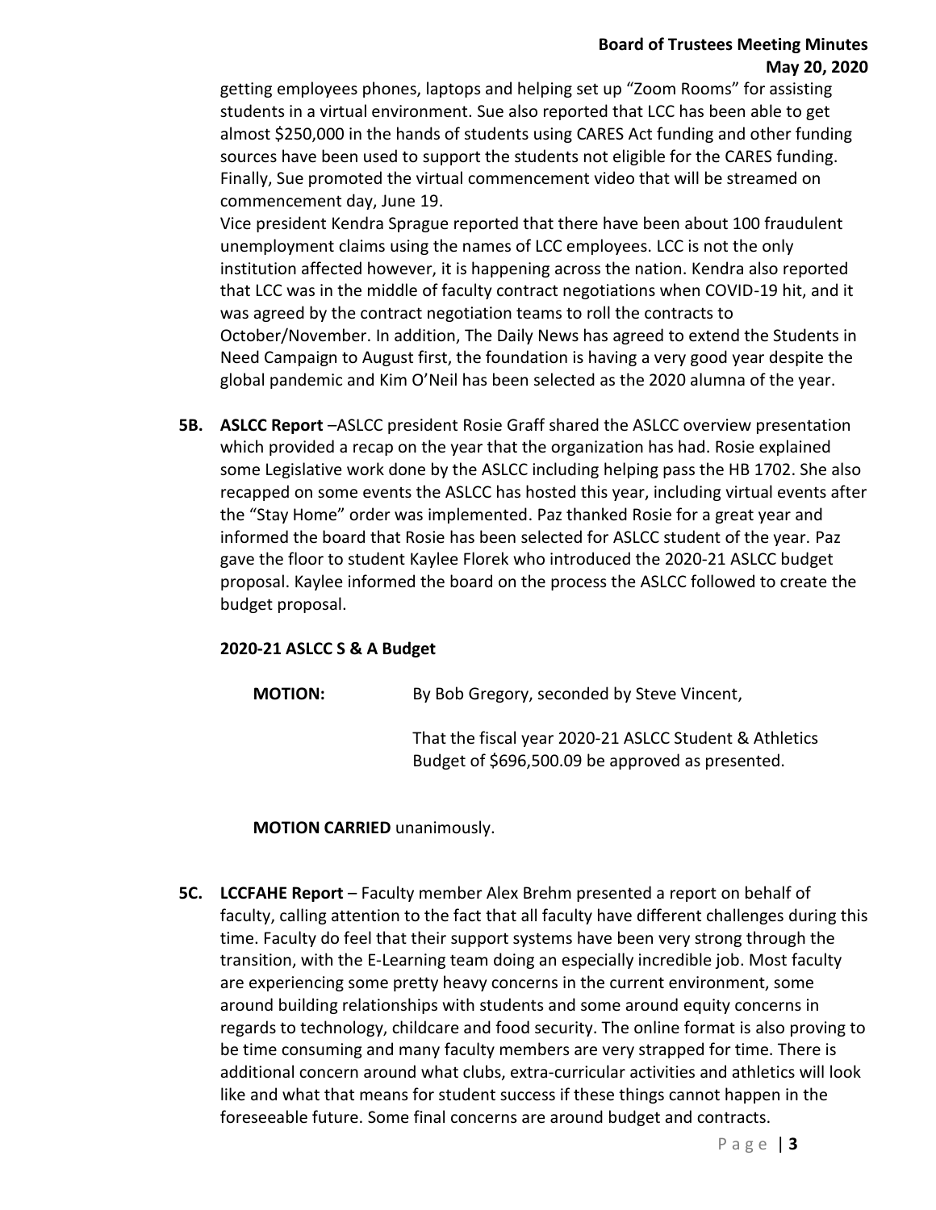getting employees phones, laptops and helping set up "Zoom Rooms" for assisting students in a virtual environment. Sue also reported that LCC has been able to get almost $250,000 in the hands of students using CARES Act funding and other funding sources have been used to support the students not eligible for the CARES funding. Finally, Sue promoted the virtual commencement video that will be streamed on commencement day, June 19.

Vice president Kendra Sprague reported that there have been about 100 fraudulent unemployment claims using the names of LCC employees. LCC is not the only institution affected however, it is happening across the nation. Kendra also reported that LCC was in the middle of faculty contract negotiations when COVID-19 hit, and it was agreed by the contract negotiation teams to roll the contracts to October/November. In addition, The Daily News has agreed to extend the Students in Need Campaign to August first, the foundation is having a very good year despite the global pandemic and Kim O'Neil has been selected as the 2020 alumna of the year.

**5B. ASLCC Report** –ASLCC president Rosie Graff shared the ASLCC overview presentation which provided a recap on the year that the organization has had. Rosie explained some Legislative work done by the ASLCC including helping pass the HB 1702. She also recapped on some events the ASLCC has hosted this year, including virtual events after the "Stay Home" order was implemented. Paz thanked Rosie for a great year and informed the board that Rosie has been selected for ASLCC student of the year. Paz gave the floor to student Kaylee Florek who introduced the 2020-21 ASLCC budget proposal. Kaylee informed the board on the process the ASLCC followed to create the budget proposal.

**2020-21 ASLCC S & A Budget**

**MOTION:** By Bob Gregory, seconded by Steve Vincent,

That the fiscal year 2020-21 ASLCC Student & Athletics Budget of $696,500.09 be approved as presented.

**MOTION CARRIED** unanimously.

**5C. LCCFAHE Report** – Faculty member Alex Brehm presented a report on behalf of faculty, calling attention to the fact that all faculty have different challenges during this time. Faculty do feel that their support systems have been very strong through the transition, with the E-Learning team doing an especially incredible job. Most faculty are experiencing some pretty heavy concerns in the current environment, some around building relationships with students and some around equity concerns in regards to technology, childcare and food security. The online format is also proving to be time consuming and many faculty members are very strapped for time. There is additional concern around what clubs, extra-curricular activities and athletics will look like and what that means for student success if these things cannot happen in the foreseeable future. Some final concerns are around budget and contracts.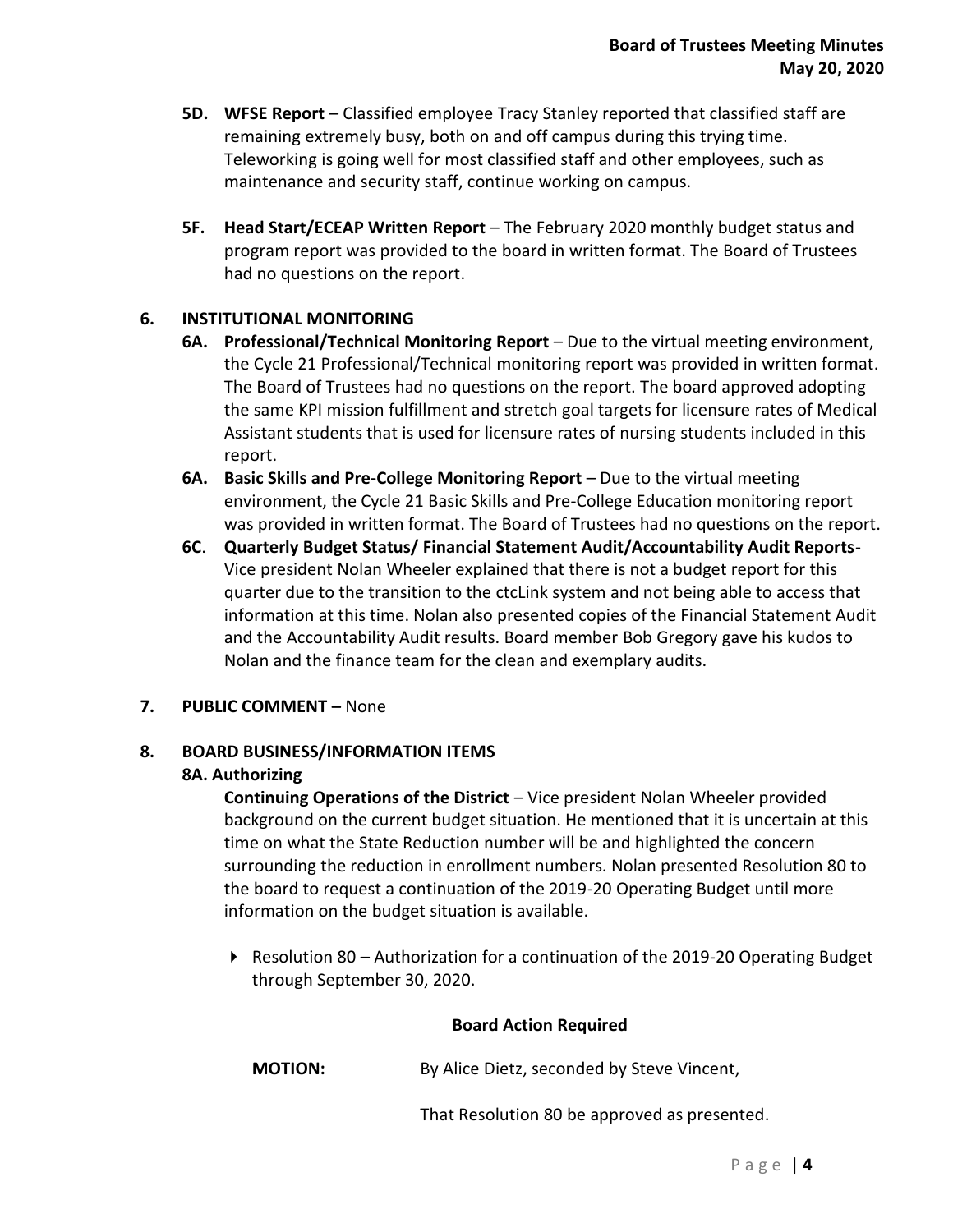- **5D. WFSE Report** – Classified employee Tracy Stanley reported that classified staff are remaining extremely busy, both on and off campus during this trying time. Teleworking is going well for most classified staff and other employees, such as maintenance and security staff, continue working on campus.

- **5F. Head Start/ECEAP Written Report** – The February 2020 monthly budget status and program report was provided to the board in written format. The Board of Trustees had no questions on the report.

**6. INSTITUTIONAL MONITORING**

- **6A. Professional/Technical Monitoring Report** – Due to the virtual meeting environment, the Cycle 21 Professional/Technical monitoring report was provided in written format. The Board of Trustees had no questions on the report. The board approved adopting the same KPI mission fulfillment and stretch goal targets for licensure rates of Medical Assistant students that is used for licensure rates of nursing students included in this report.
- **6A. Basic Skills and Pre-College Monitoring Report** – Due to the virtual meeting environment, the Cycle 21 Basic Skills and Pre-College Education monitoring report was provided in written format. The Board of Trustees had no questions on the report.
- **6C**. **Quarterly Budget Status/ Financial Statement Audit/Accountability Audit Reports**- Vice president Nolan Wheeler explained that there is not a budget report for this quarter due to the transition to the ctcLink system and not being able to access that information at this time. Nolan also presented copies of the Financial Statement Audit and the Accountability Audit results. Board member Bob Gregory gave his kudos to Nolan and the finance team for the clean and exemplary audits.

**7. PUBLIC COMMENT –** None

**8. BOARD BUSINESS/INFORMATION ITEMS**

**8A. Authorizing**

**Continuing Operations of the District** – Vice president Nolan Wheeler provided background on the current budget situation. He mentioned that it is uncertain at this time on what the State Reduction number will be and highlighted the concern surrounding the reduction in enrollment numbers. Nolan presented Resolution 80 to the board to request a continuation of the 2019-20 Operating Budget until more information on the budget situation is available.

- Resolution 80 – Authorization for a continuation of the 2019-20 Operating Budget through September 30, 2020.

**Board Action Required**

**MOTION:** By Alice Dietz, seconded by Steve Vincent,

That Resolution 80 be approved as presented.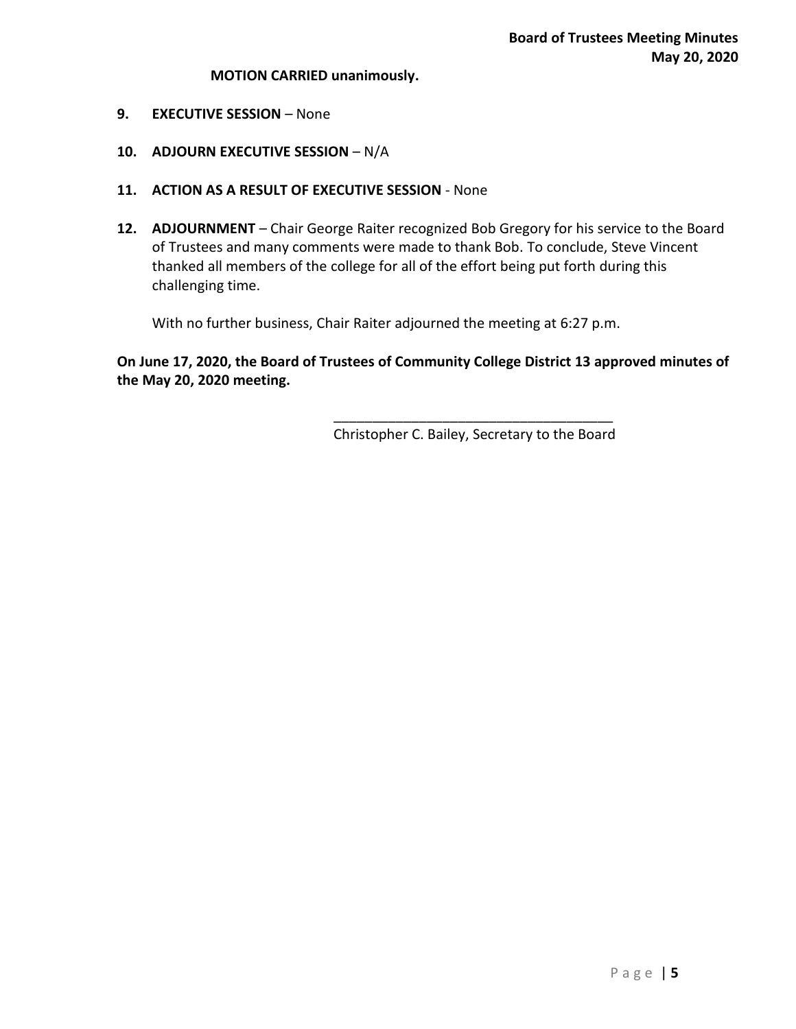**MOTION CARRIED unanimously.**

**9. EXECUTIVE SESSION** – None

**10. ADJOURN EXECUTIVE SESSION** – N/A

**11. ACTION AS A RESULT OF EXECUTIVE SESSION** - None

**12. ADJOURNMENT** – Chair George Raiter recognized Bob Gregory for his service to the Board of Trustees and many comments were made to thank Bob. To conclude, Steve Vincent thanked all members of the college for all of the effort being put forth during this challenging time.

With no further business, Chair Raiter adjourned the meeting at 6:27 p.m.

**On June 17, 2020, the Board of Trustees of Community College District 13 approved minutes of the May 20, 2020 meeting.**

\_\_\_\_\_\_\_\_\_\_\_\_\_\_\_\_\_\_\_\_\_\_\_\_\_\_\_\_\_\_\_\_\_\_\_\_\_

Christopher C. Bailey, Secretary to the Board